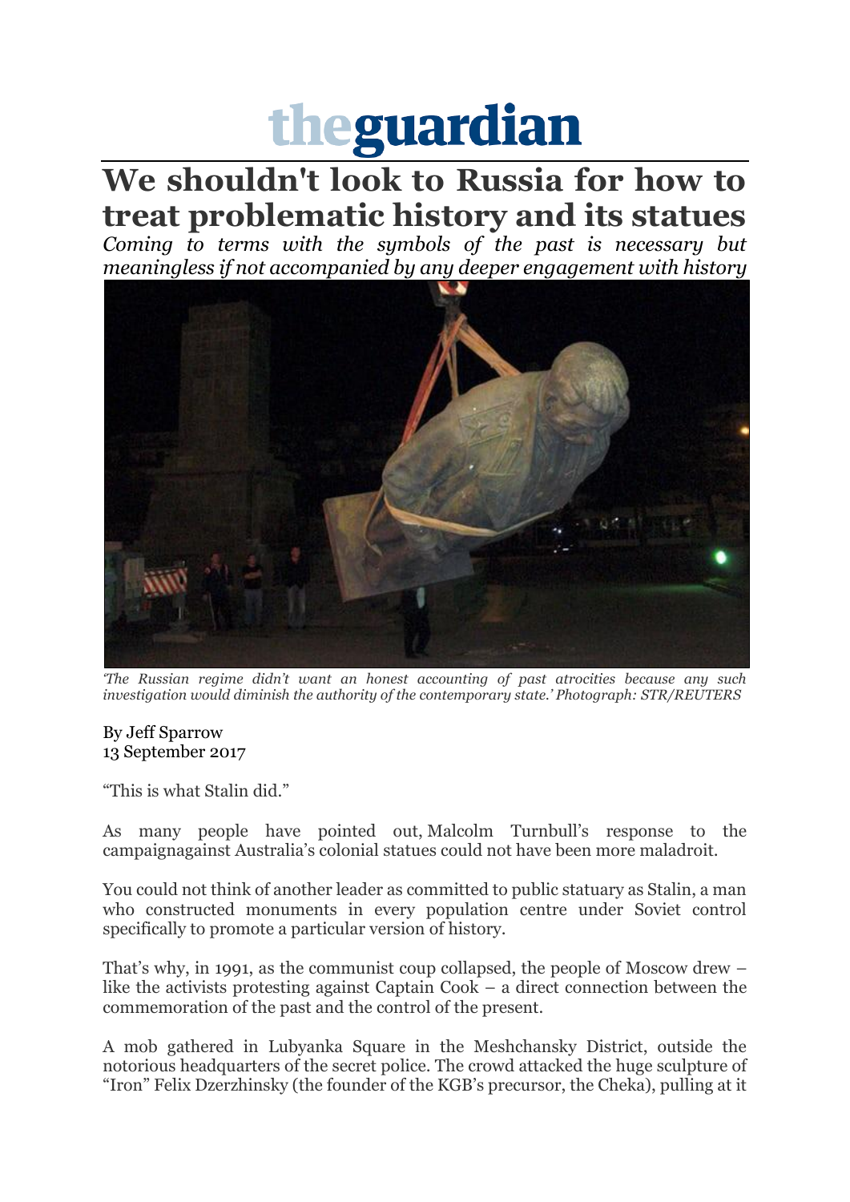theguardian

# We shouldn't look to Russia for how to treat problematic history and its statues

*Coming to terms with the symbols of the past is necessary but meaningless if not accompanied by any deeper engagement with history*

*'The Russian regime didn't want an honest accounting of past atrocities because any such investigation would diminish the authority of the contemporary state.' Photograph: STR/REUTERS*

By Jeff Sparrow
13 September 2017

"This is what Stalin did."

As many people have pointed out, Malcolm Turnbull's response to the campaignagainst Australia's colonial statues could not have been more maladroit.

You could not think of another leader as committed to public statuary as Stalin, a man who constructed monuments in every population centre under Soviet control specifically to promote a particular version of history.

That's why, in 1991, as the communist coup collapsed, the people of Moscow drew – like the activists protesting against Captain Cook – a direct connection between the commemoration of the past and the control of the present.

A mob gathered in Lubyanka Square in the Meshchansky District, outside the notorious headquarters of the secret police. The crowd attacked the huge sculpture of "Iron" Felix Dzerzhinsky (the founder of the KGB's precursor, the Cheka), pulling at it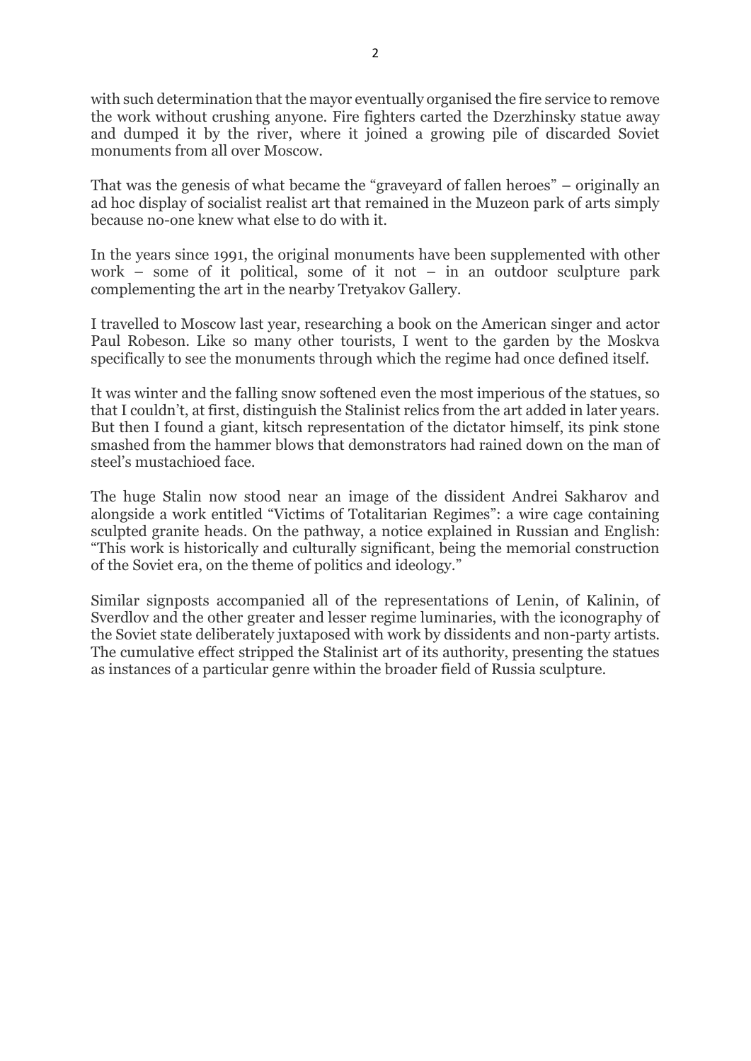with such determination that the mayor eventually organised the fire service to remove the work without crushing anyone. Fire fighters carted the Dzerzhinsky statue away and dumped it by the river, where it joined a growing pile of discarded Soviet monuments from all over Moscow.

That was the genesis of what became the "graveyard of fallen heroes" – originally an ad hoc display of socialist realist art that remained in the Muzeon park of arts simply because no-one knew what else to do with it.

In the years since 1991, the original monuments have been supplemented with other work – some of it political, some of it not – in an outdoor sculpture park complementing the art in the nearby Tretyakov Gallery.

I travelled to Moscow last year, researching a book on the American singer and actor Paul Robeson. Like so many other tourists, I went to the garden by the Moskva specifically to see the monuments through which the regime had once defined itself.

It was winter and the falling snow softened even the most imperious of the statues, so that I couldn't, at first, distinguish the Stalinist relics from the art added in later years. But then I found a giant, kitsch representation of the dictator himself, its pink stone smashed from the hammer blows that demonstrators had rained down on the man of steel's mustachioed face.

The huge Stalin now stood near an image of the dissident Andrei Sakharov and alongside a work entitled "Victims of Totalitarian Regimes": a wire cage containing sculpted granite heads. On the pathway, a notice explained in Russian and English: "This work is historically and culturally significant, being the memorial construction of the Soviet era, on the theme of politics and ideology."

Similar signposts accompanied all of the representations of Lenin, of Kalinin, of Sverdlov and the other greater and lesser regime luminaries, with the iconography of the Soviet state deliberately juxtaposed with work by dissidents and non-party artists. The cumulative effect stripped the Stalinist art of its authority, presenting the statues as instances of a particular genre within the broader field of Russia sculpture.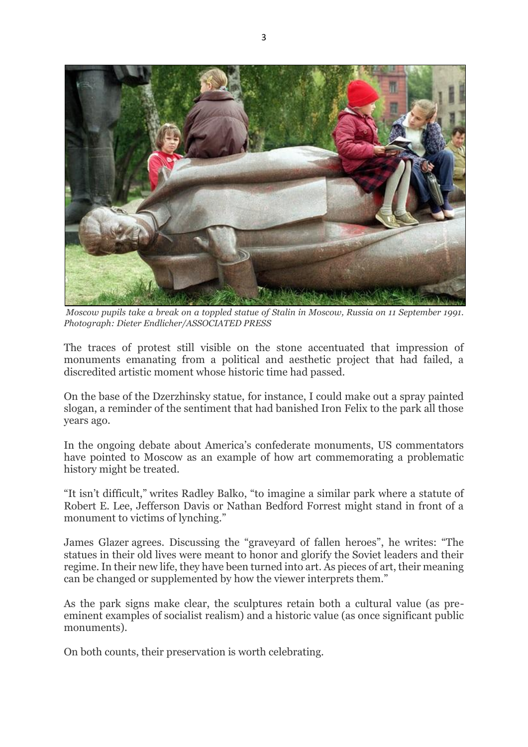*Moscow pupils take a break on a toppled statue of Stalin in Moscow, Russia on 11 September 1991. Photograph: Dieter Endlicher/ASSOCIATED PRESS*

The traces of protest still visible on the stone accentuated that impression of monuments emanating from a political and aesthetic project that had failed, a discredited artistic moment whose historic time had passed.

On the base of the Dzerzhinsky statue, for instance, I could make out a spray painted slogan, a reminder of the sentiment that had banished Iron Felix to the park all those years ago.

In the ongoing debate about America's confederate monuments, US commentators have pointed to Moscow as an example of how art commemorating a problematic history might be treated.

"It isn't difficult," writes Radley Balko, "to imagine a similar park where a statute of Robert E. Lee, Jefferson Davis or Nathan Bedford Forrest might stand in front of a monument to victims of lynching."

James Glazer agrees. Discussing the "graveyard of fallen heroes", he writes: "The statues in their old lives were meant to honor and glorify the Soviet leaders and their regime. In their new life, they have been turned into art. As pieces of art, their meaning can be changed or supplemented by how the viewer interprets them."

As the park signs make clear, the sculptures retain both a cultural value (as pre-eminent examples of socialist realism) and a historic value (as once significant public monuments).

On both counts, their preservation is worth celebrating.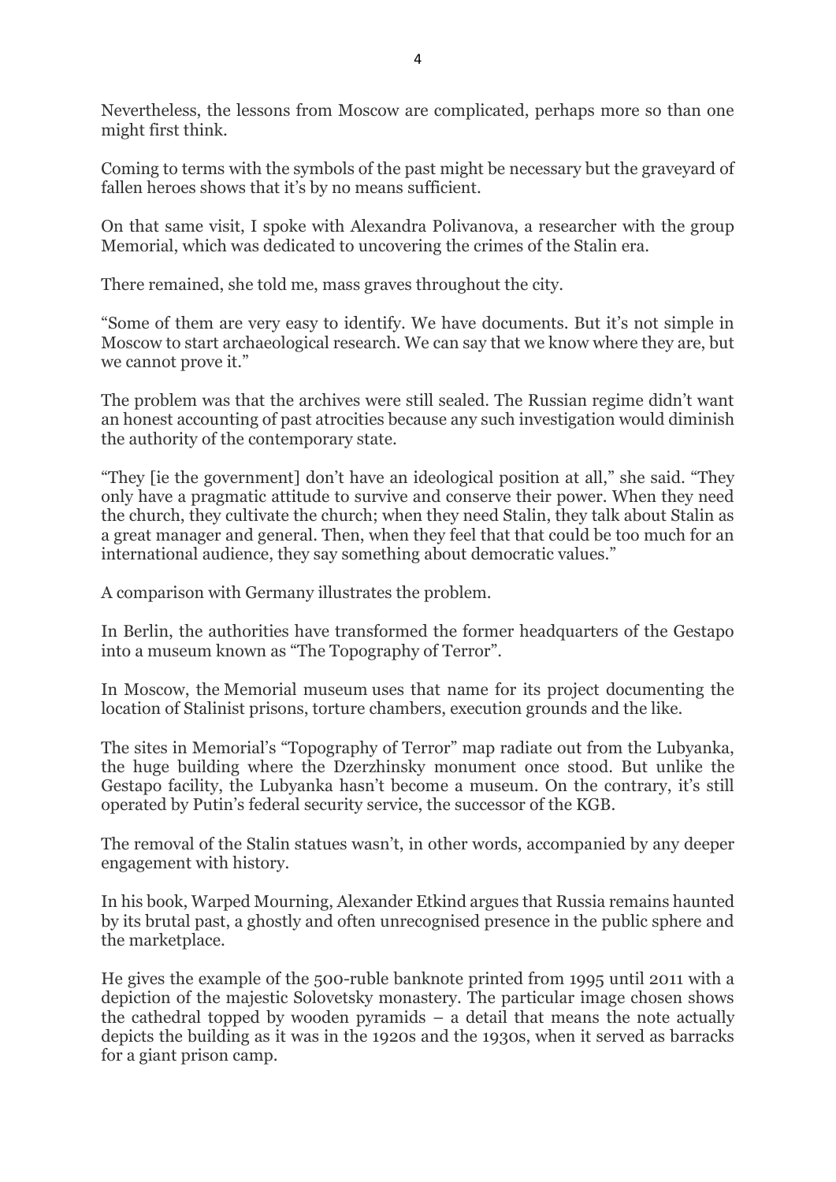Nevertheless, the lessons from Moscow are complicated, perhaps more so than one might first think.

Coming to terms with the symbols of the past might be necessary but the graveyard of fallen heroes shows that it's by no means sufficient.

On that same visit, I spoke with Alexandra Polivanova, a researcher with the group Memorial, which was dedicated to uncovering the crimes of the Stalin era.

There remained, she told me, mass graves throughout the city.

"Some of them are very easy to identify. We have documents. But it's not simple in Moscow to start archaeological research. We can say that we know where they are, but we cannot prove it."

The problem was that the archives were still sealed. The Russian regime didn't want an honest accounting of past atrocities because any such investigation would diminish the authority of the contemporary state.

"They [ie the government] don't have an ideological position at all," she said. "They only have a pragmatic attitude to survive and conserve their power. When they need the church, they cultivate the church; when they need Stalin, they talk about Stalin as a great manager and general. Then, when they feel that that could be too much for an international audience, they say something about democratic values."

A comparison with Germany illustrates the problem.

In Berlin, the authorities have transformed the former headquarters of the Gestapo into a museum known as "The Topography of Terror".

In Moscow, the Memorial museum uses that name for its project documenting the location of Stalinist prisons, torture chambers, execution grounds and the like.

The sites in Memorial's "Topography of Terror" map radiate out from the Lubyanka, the huge building where the Dzerzhinsky monument once stood. But unlike the Gestapo facility, the Lubyanka hasn't become a museum. On the contrary, it's still operated by Putin's federal security service, the successor of the KGB.

The removal of the Stalin statues wasn't, in other words, accompanied by any deeper engagement with history.

In his book, Warped Mourning, Alexander Etkind argues that Russia remains haunted by its brutal past, a ghostly and often unrecognised presence in the public sphere and the marketplace.

He gives the example of the 500-ruble banknote printed from 1995 until 2011 with a depiction of the majestic Solovetsky monastery. The particular image chosen shows the cathedral topped by wooden pyramids – a detail that means the note actually depicts the building as it was in the 1920s and the 1930s, when it served as barracks for a giant prison camp.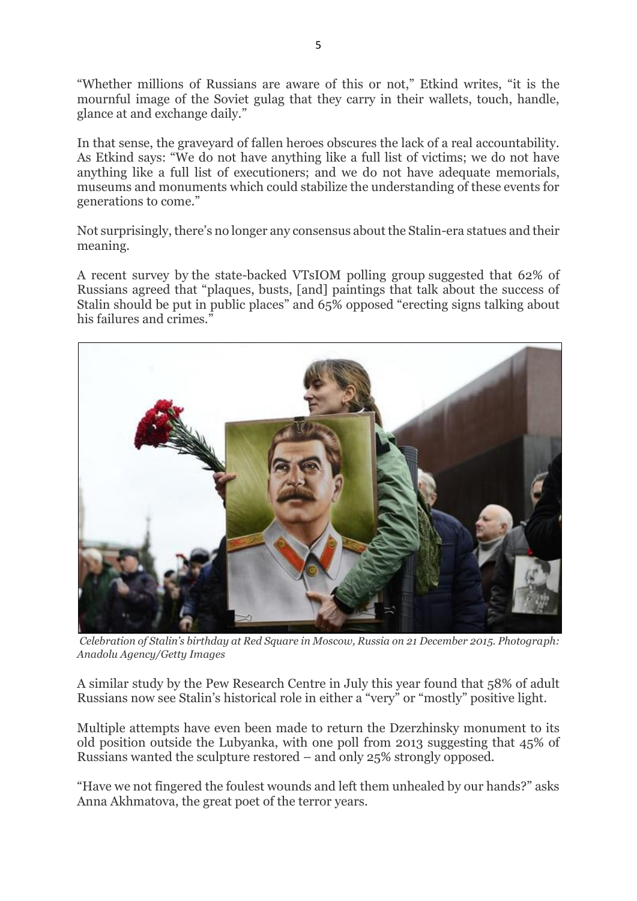"Whether millions of Russians are aware of this or not," Etkind writes, "it is the mournful image of the Soviet gulag that they carry in their wallets, touch, handle, glance at and exchange daily."

In that sense, the graveyard of fallen heroes obscures the lack of a real accountability. As Etkind says: "We do not have anything like a full list of victims; we do not have anything like a full list of executioners; and we do not have adequate memorials, museums and monuments which could stabilize the understanding of these events for generations to come."

Not surprisingly, there's no longer any consensus about the Stalin-era statues and their meaning.

A recent survey by the state-backed VTsIOM polling group suggested that 62% of Russians agreed that "plaques, busts, [and] paintings that talk about the success of Stalin should be put in public places" and 65% opposed "erecting signs talking about his failures and crimes."

*Celebration of Stalin's birthday at Red Square in Moscow, Russia on 21 December 2015. Photograph: Anadolu Agency/Getty Images*

A similar study by the Pew Research Centre in July this year found that 58% of adult Russians now see Stalin's historical role in either a "very" or "mostly" positive light.

Multiple attempts have even been made to return the Dzerzhinsky monument to its old position outside the Lubyanka, with one poll from 2013 suggesting that 45% of Russians wanted the sculpture restored – and only 25% strongly opposed.

"Have we not fingered the foulest wounds and left them unhealed by our hands?" asks Anna Akhmatova, the great poet of the terror years.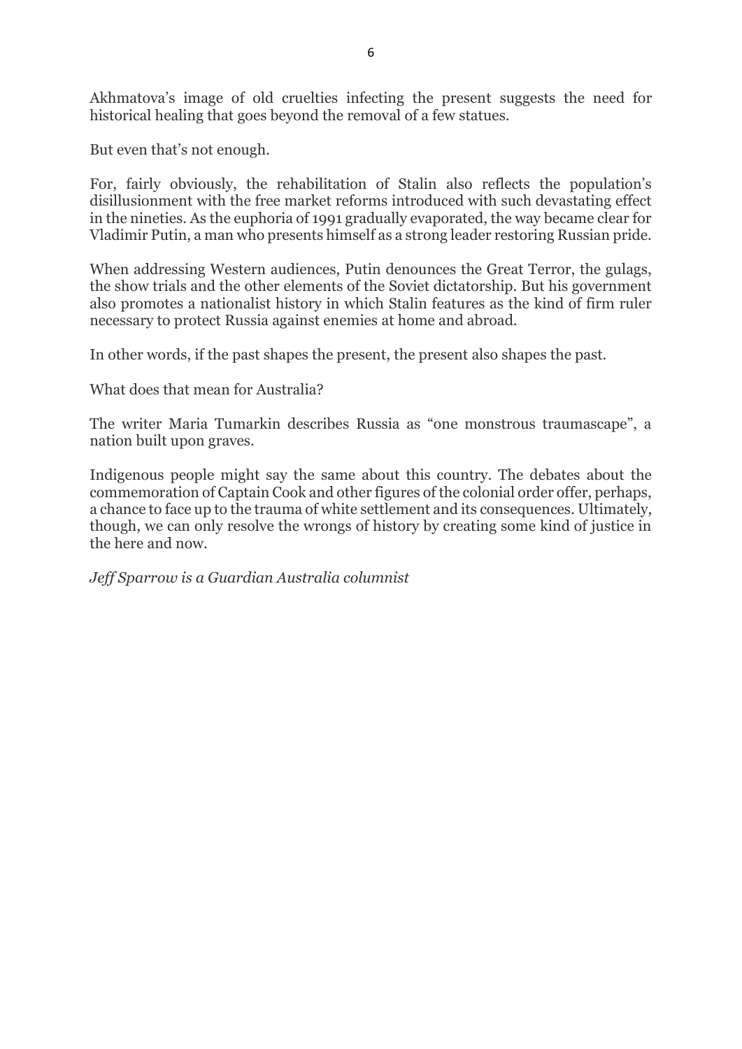Akhmatova's image of old cruelties infecting the present suggests the need for historical healing that goes beyond the removal of a few statues.

But even that's not enough.

For, fairly obviously, the rehabilitation of Stalin also reflects the population's disillusionment with the free market reforms introduced with such devastating effect in the nineties. As the euphoria of 1991 gradually evaporated, the way became clear for Vladimir Putin, a man who presents himself as a strong leader restoring Russian pride.

When addressing Western audiences, Putin denounces the Great Terror, the gulags, the show trials and the other elements of the Soviet dictatorship. But his government also promotes a nationalist history in which Stalin features as the kind of firm ruler necessary to protect Russia against enemies at home and abroad.

In other words, if the past shapes the present, the present also shapes the past.

What does that mean for Australia?

The writer Maria Tumarkin describes Russia as "one monstrous traumascape", a nation built upon graves.

Indigenous people might say the same about this country. The debates about the commemoration of Captain Cook and other figures of the colonial order offer, perhaps, a chance to face up to the trauma of white settlement and its consequences. Ultimately, though, we can only resolve the wrongs of history by creating some kind of justice in the here and now.

*Jeff Sparrow is a Guardian Australia columnist*